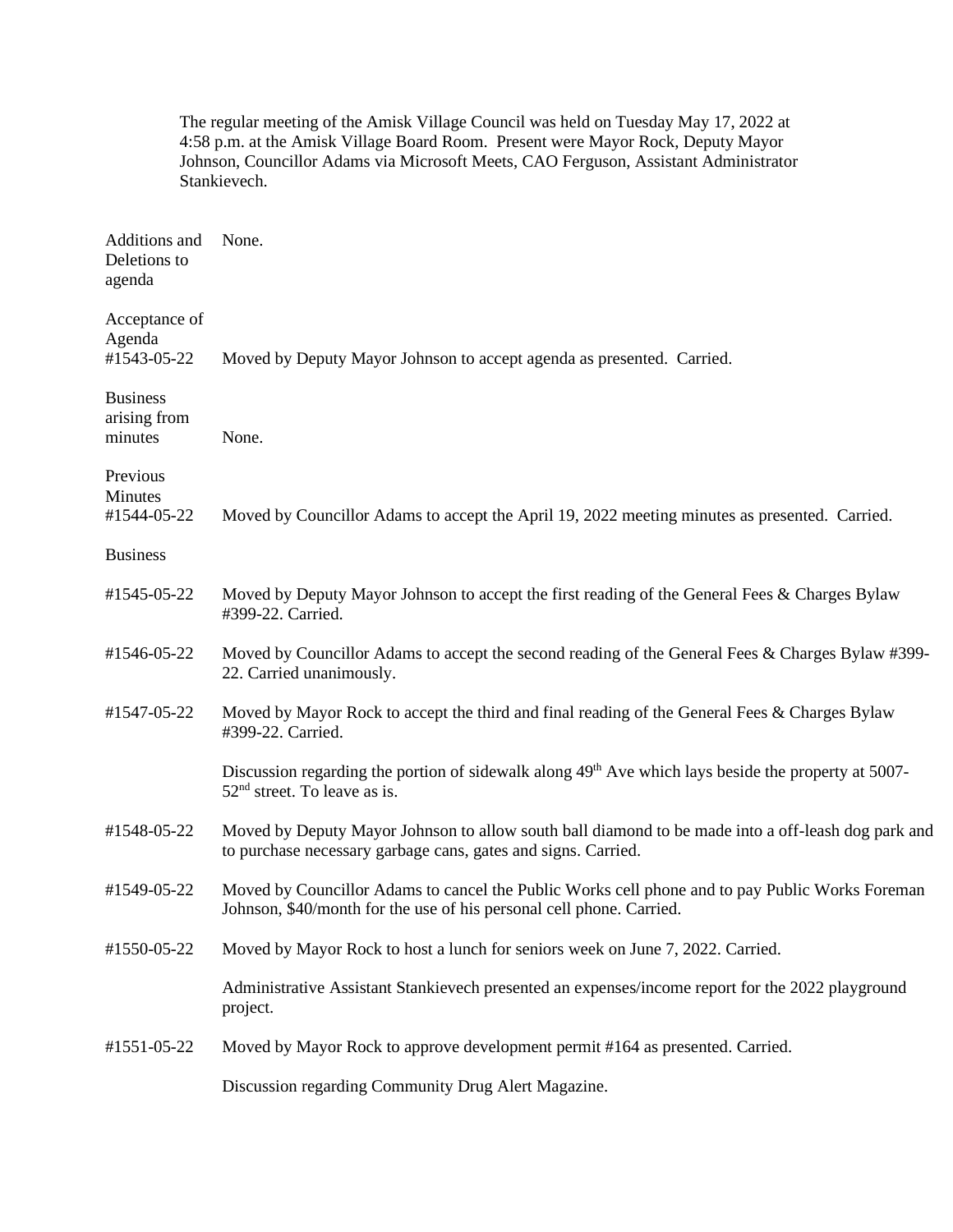The regular meeting of the Amisk Village Council was held on Tuesday May 17, 2022 at 4:58 p.m. at the Amisk Village Board Room. Present were Mayor Rock, Deputy Mayor Johnson, Councillor Adams via Microsoft Meets, CAO Ferguson, Assistant Administrator Stankievech.

**Additions and Deletions to agenda**
None.

**Acceptance of Agenda**
#1543-05-22 Moved by Deputy Mayor Johnson to accept agenda as presented. Carried.

**Business arising from minutes**
None.

**Previous Minutes**
#1544-05-22 Moved by Councillor Adams to accept the April 19, 2022 meeting minutes as presented. Carried.

**Business**

#1545-05-22 Moved by Deputy Mayor Johnson to accept the first reading of the General Fees & Charges Bylaw #399-22. Carried.

#1546-05-22 Moved by Councillor Adams to accept the second reading of the General Fees & Charges Bylaw #399-22. Carried unanimously.

#1547-05-22 Moved by Mayor Rock to accept the third and final reading of the General Fees & Charges Bylaw #399-22. Carried.

Discussion regarding the portion of sidewalk along 49th Ave which lays beside the property at 5007-52nd street. To leave as is.

#1548-05-22 Moved by Deputy Mayor Johnson to allow south ball diamond to be made into a off-leash dog park and to purchase necessary garbage cans, gates and signs. Carried.

#1549-05-22 Moved by Councillor Adams to cancel the Public Works cell phone and to pay Public Works Foreman Johnson, $40/month for the use of his personal cell phone. Carried.

#1550-05-22 Moved by Mayor Rock to host a lunch for seniors week on June 7, 2022. Carried.

Administrative Assistant Stankievech presented an expenses/income report for the 2022 playground project.

#1551-05-22 Moved by Mayor Rock to approve development permit #164 as presented. Carried.

Discussion regarding Community Drug Alert Magazine.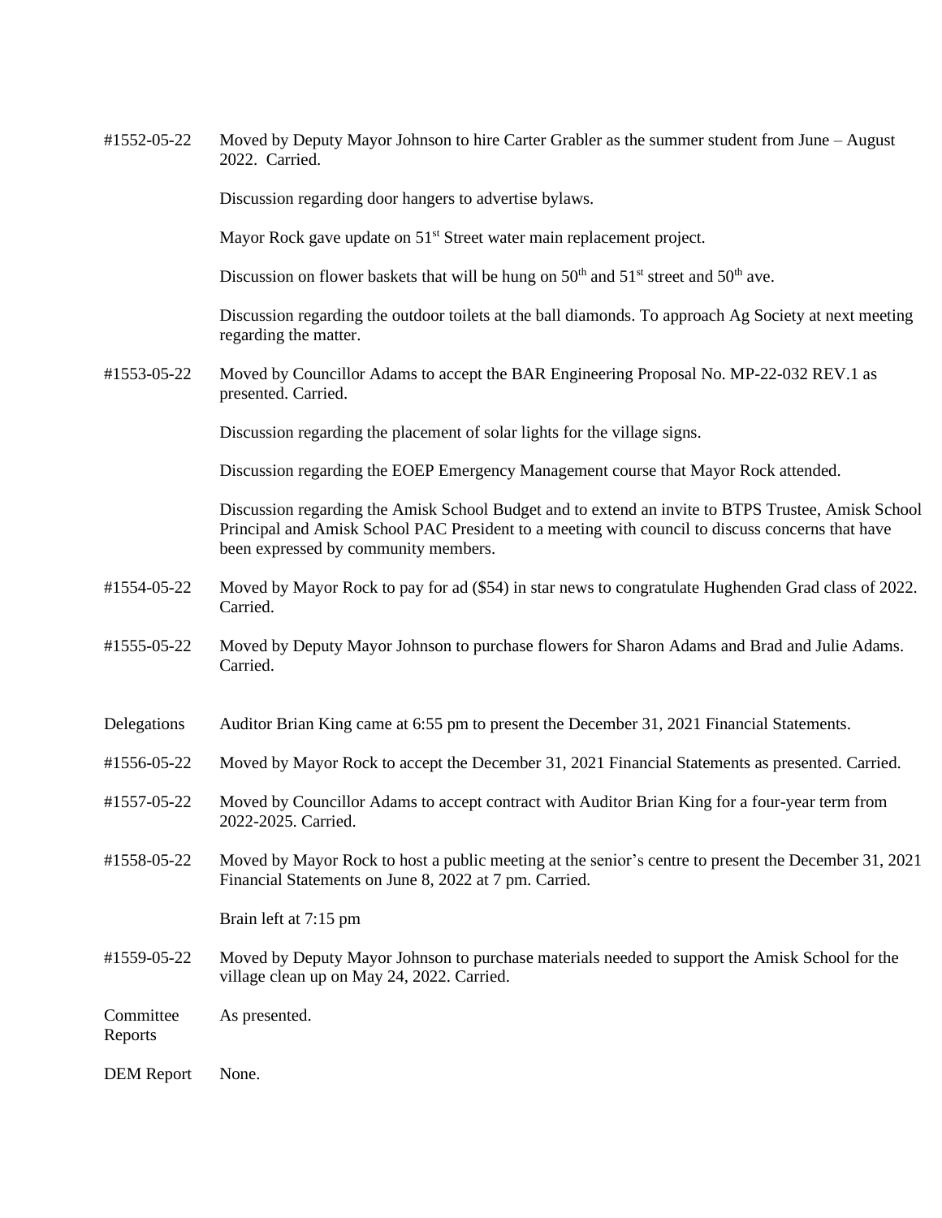#1552-05-22 Moved by Deputy Mayor Johnson to hire Carter Grabler as the summer student from June – August 2022. Carried.

Discussion regarding door hangers to advertise bylaws.

Mayor Rock gave update on 51st Street water main replacement project.

Discussion on flower baskets that will be hung on 50th and 51st street and 50th ave.

Discussion regarding the outdoor toilets at the ball diamonds. To approach Ag Society at next meeting regarding the matter.

#1553-05-22 Moved by Councillor Adams to accept the BAR Engineering Proposal No. MP-22-032 REV.1 as presented. Carried.

Discussion regarding the placement of solar lights for the village signs.

Discussion regarding the EOEP Emergency Management course that Mayor Rock attended.

Discussion regarding the Amisk School Budget and to extend an invite to BTPS Trustee, Amisk School Principal and Amisk School PAC President to a meeting with council to discuss concerns that have been expressed by community members.

#1554-05-22 Moved by Mayor Rock to pay for ad ($54) in star news to congratulate Hughenden Grad class of 2022. Carried.

#1555-05-22 Moved by Deputy Mayor Johnson to purchase flowers for Sharon Adams and Brad and Julie Adams. Carried.

Delegations Auditor Brian King came at 6:55 pm to present the December 31, 2021 Financial Statements.

#1556-05-22 Moved by Mayor Rock to accept the December 31, 2021 Financial Statements as presented. Carried.

#1557-05-22 Moved by Councillor Adams to accept contract with Auditor Brian King for a four-year term from 2022-2025. Carried.

#1558-05-22 Moved by Mayor Rock to host a public meeting at the senior's centre to present the December 31, 2021 Financial Statements on June 8, 2022 at 7 pm. Carried.

Brain left at 7:15 pm

#1559-05-22 Moved by Deputy Mayor Johnson to purchase materials needed to support the Amisk School for the village clean up on May 24, 2022. Carried.

Committee Reports As presented.

DEM Report None.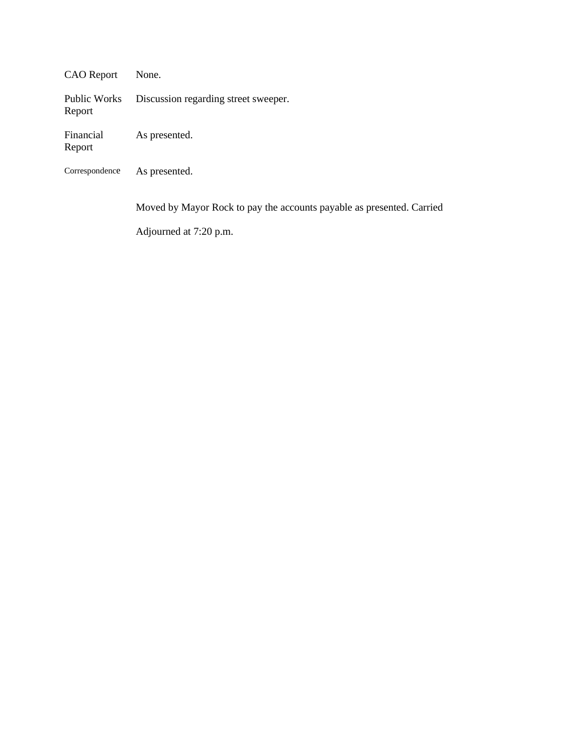| | |
|---|---|
| CAO Report | None. |
| Public Works Report | Discussion regarding street sweeper. |
| Financial Report | As presented. |
| Correspondence | As presented. |

Moved by Mayor Rock to pay the accounts payable as presented. Carried

Adjourned at 7:20 p.m.